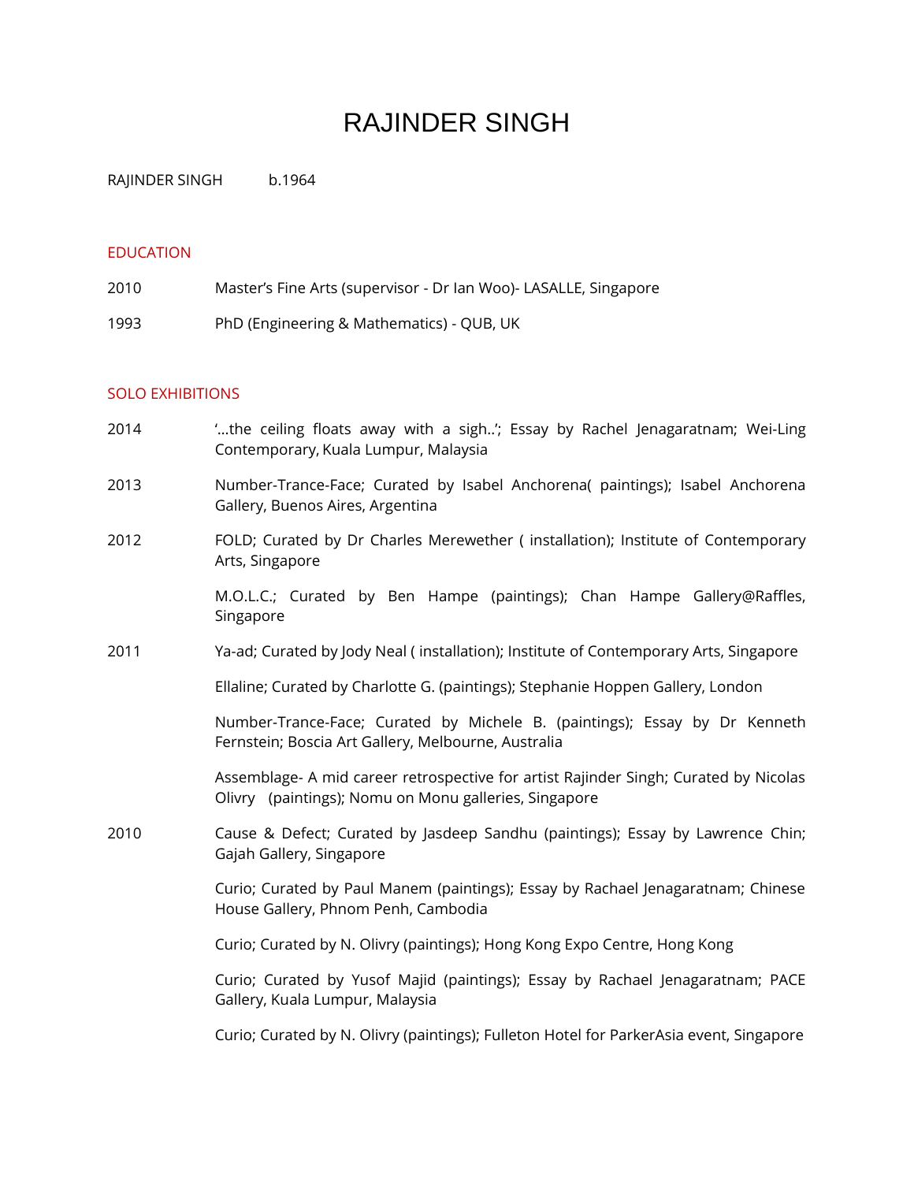# RAJINDER SINGH

RAJINDER SINGH b.1964

## EDUCATION

2010 Master's Fine Arts (supervisor - Dr Ian Woo)- LASALLE, Singapore

1993 PhD (Engineering & Mathematics) - QUB, UK

## SOLO EXHIBITIONS

2014 '...the ceiling floats away with a sigh..'; Essay by Rachel Jenagaratnam; Wei-Ling Contemporary, Kuala Lumpur, Malaysia

2013 Number-Trance-Face; Curated by Isabel Anchorena( paintings); Isabel Anchorena Gallery, Buenos Aires, Argentina

2012 FOLD; Curated by Dr Charles Merewether ( installation); Institute of Contemporary Arts, Singapore

M.O.L.C.; Curated by Ben Hampe (paintings); Chan Hampe Gallery@Raffles, Singapore

2011 Ya-ad; Curated by Jody Neal ( installation); Institute of Contemporary Arts, Singapore

Ellaline; Curated by Charlotte G. (paintings); Stephanie Hoppen Gallery, London

Number-Trance-Face; Curated by Michele B. (paintings); Essay by Dr Kenneth Fernstein; Boscia Art Gallery, Melbourne, Australia

Assemblage- A mid career retrospective for artist Rajinder Singh; Curated by Nicolas Olivry (paintings); Nomu on Monu galleries, Singapore

2010 Cause & Defect; Curated by Jasdeep Sandhu (paintings); Essay by Lawrence Chin; Gajah Gallery, Singapore

Curio; Curated by Paul Manem (paintings); Essay by Rachael Jenagaratnam; Chinese House Gallery, Phnom Penh, Cambodia

Curio; Curated by N. Olivry (paintings); Hong Kong Expo Centre, Hong Kong

Curio; Curated by Yusof Majid (paintings); Essay by Rachael Jenagaratnam; PACE Gallery, Kuala Lumpur, Malaysia

Curio; Curated by N. Olivry (paintings); Fulleton Hotel for ParkerAsia event, Singapore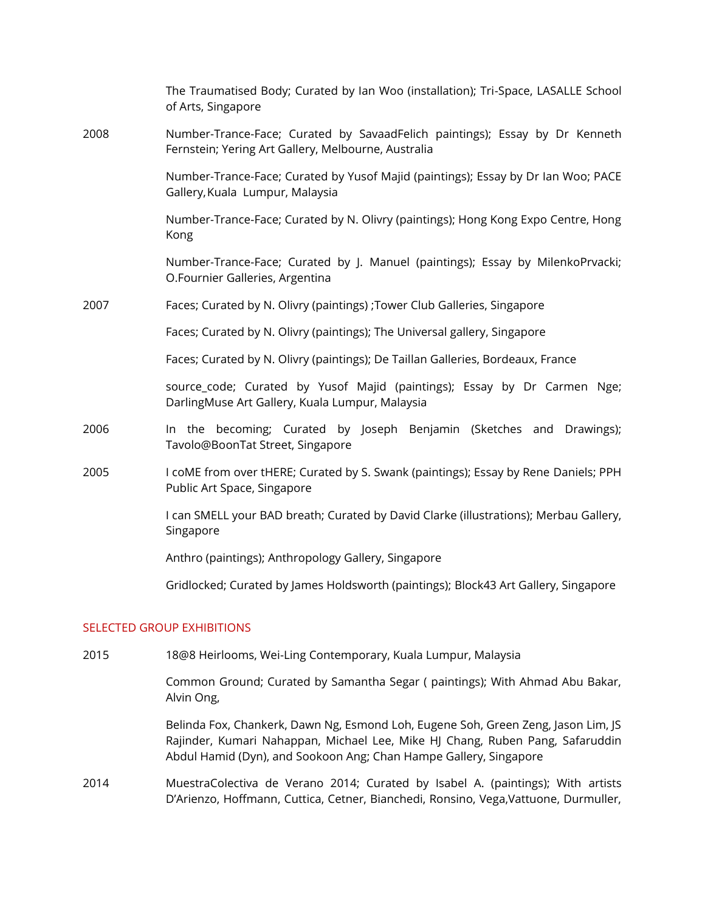The Traumatised Body; Curated by Ian Woo (installation); Tri-Space, LASALLE School of Arts, Singapore

2008 Number-Trance-Face; Curated by SavaadFelich paintings); Essay by Dr Kenneth Fernstein; Yering Art Gallery, Melbourne, Australia

Number-Trance-Face; Curated by Yusof Majid (paintings); Essay by Dr Ian Woo; PACE Gallery, Kuala Lumpur, Malaysia

Number-Trance-Face; Curated by N. Olivry (paintings); Hong Kong Expo Centre, Hong Kong

Number-Trance-Face; Curated by J. Manuel (paintings); Essay by MilenkoPrvacki; O.Fournier Galleries, Argentina

2007 Faces; Curated by N. Olivry (paintings) ;Tower Club Galleries, Singapore

Faces; Curated by N. Olivry (paintings); The Universal gallery, Singapore

Faces; Curated by N. Olivry (paintings); De Taillan Galleries, Bordeaux, France

source_code; Curated by Yusof Majid (paintings); Essay by Dr Carmen Nge; DarlingMuse Art Gallery, Kuala Lumpur, Malaysia

2006 In the becoming; Curated by Joseph Benjamin (Sketches and Drawings); Tavolo@BoonTat Street, Singapore

2005 I coME from over tHERE; Curated by S. Swank (paintings); Essay by Rene Daniels; PPH Public Art Space, Singapore

I can SMELL your BAD breath; Curated by David Clarke (illustrations); Merbau Gallery, Singapore

Anthro (paintings); Anthropology Gallery, Singapore

Gridlocked; Curated by James Holdsworth (paintings); Block43 Art Gallery, Singapore

## SELECTED GROUP EXHIBITIONS

2015 18@8 Heirlooms, Wei-Ling Contemporary, Kuala Lumpur, Malaysia

Common Ground; Curated by Samantha Segar ( paintings); With Ahmad Abu Bakar, Alvin Ong,

Belinda Fox, Chankerk, Dawn Ng, Esmond Loh, Eugene Soh, Green Zeng, Jason Lim, JS Rajinder, Kumari Nahappan, Michael Lee, Mike HJ Chang, Ruben Pang, Safaruddin Abdul Hamid (Dyn), and Sookoon Ang; Chan Hampe Gallery, Singapore

2014 MuestraColectiva de Verano 2014; Curated by Isabel A. (paintings); With artists D'Arienzo, Hoffmann, Cuttica, Cetner, Bianchedi, Ronsino, Vega,Vattuone, Durmuller,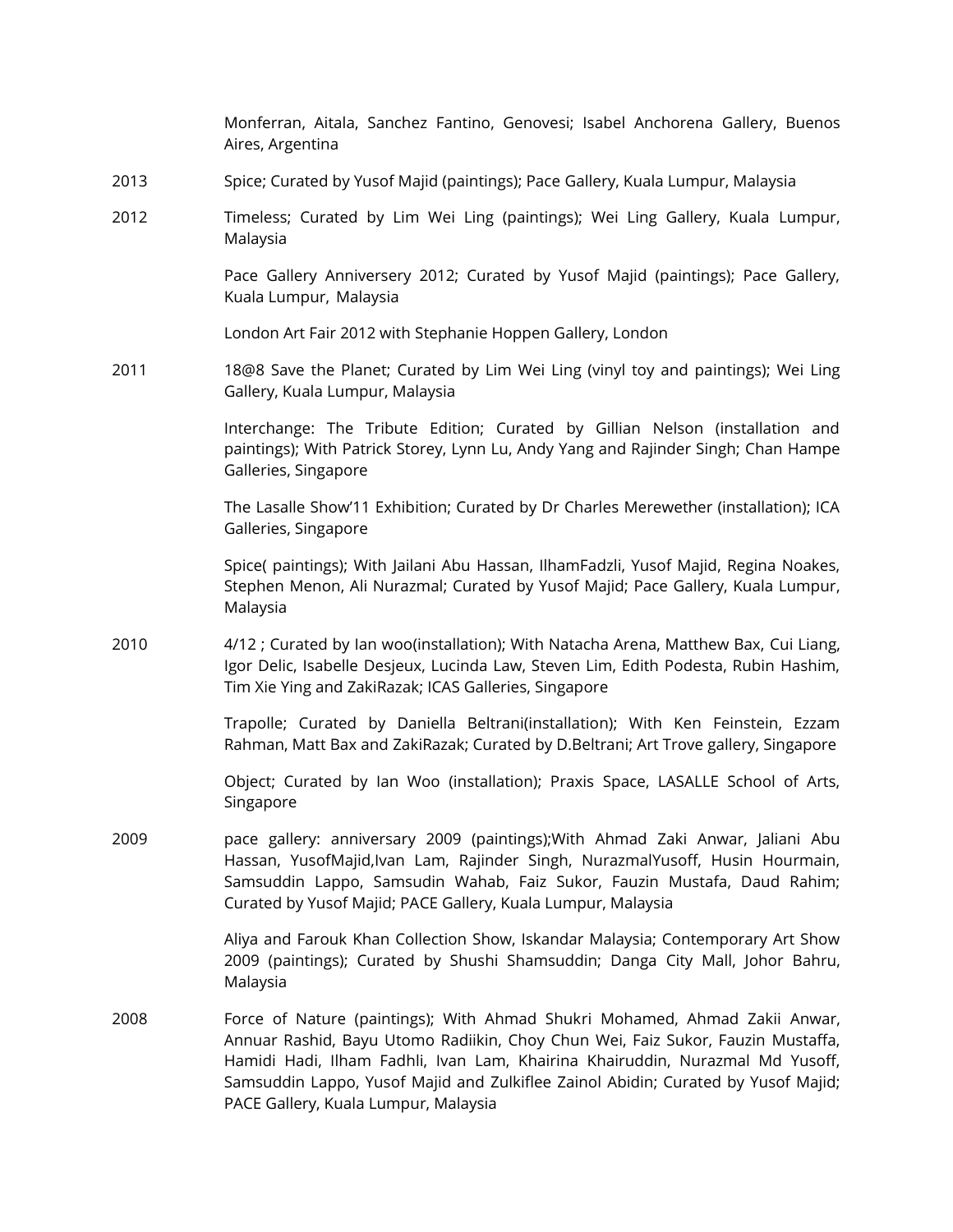Monferran, Aitala, Sanchez Fantino, Genovesi; Isabel Anchorena Gallery, Buenos Aires, Argentina

2013 Spice; Curated by Yusof Majid (paintings); Pace Gallery, Kuala Lumpur, Malaysia

2012 Timeless; Curated by Lim Wei Ling (paintings); Wei Ling Gallery, Kuala Lumpur, Malaysia

Pace Gallery Anniversery 2012; Curated by Yusof Majid (paintings); Pace Gallery, Kuala Lumpur, Malaysia

London Art Fair 2012 with Stephanie Hoppen Gallery, London

2011 18@8 Save the Planet; Curated by Lim Wei Ling (vinyl toy and paintings); Wei Ling Gallery, Kuala Lumpur, Malaysia

Interchange: The Tribute Edition; Curated by Gillian Nelson (installation and paintings); With Patrick Storey, Lynn Lu, Andy Yang and Rajinder Singh; Chan Hampe Galleries, Singapore

The Lasalle Show'11 Exhibition; Curated by Dr Charles Merewether (installation); ICA Galleries, Singapore

Spice( paintings); With Jailani Abu Hassan, IlhamFadzli, Yusof Majid, Regina Noakes, Stephen Menon, Ali Nurazmal; Curated by Yusof Majid; Pace Gallery, Kuala Lumpur, Malaysia

2010 4/12 ; Curated by Ian woo(installation); With Natacha Arena, Matthew Bax, Cui Liang, Igor Delic, Isabelle Desjeux, Lucinda Law, Steven Lim, Edith Podesta, Rubin Hashim, Tim Xie Ying and ZakiRazak; ICAS Galleries, Singapore

Trapolle; Curated by Daniella Beltrani(installation); With Ken Feinstein, Ezzam Rahman, Matt Bax and ZakiRazak; Curated by D.Beltrani; Art Trove gallery, Singapore

Object; Curated by Ian Woo (installation); Praxis Space, LASALLE School of Arts, Singapore

2009 pace gallery: anniversary 2009 (paintings);With Ahmad Zaki Anwar, Jaliani Abu Hassan, YusofMajid,Ivan Lam, Rajinder Singh, NurazmalYusoff, Husin Hourmain, Samsuddin Lappo, Samsudin Wahab, Faiz Sukor, Fauzin Mustafa, Daud Rahim; Curated by Yusof Majid; PACE Gallery, Kuala Lumpur, Malaysia

Aliya and Farouk Khan Collection Show, Iskandar Malaysia; Contemporary Art Show 2009 (paintings); Curated by Shushi Shamsuddin; Danga City Mall, Johor Bahru, Malaysia

2008 Force of Nature (paintings); With Ahmad Shukri Mohamed, Ahmad Zakii Anwar, Annuar Rashid, Bayu Utomo Radiikin, Choy Chun Wei, Faiz Sukor, Fauzin Mustaffa, Hamidi Hadi, Ilham Fadhli, Ivan Lam, Khairina Khairuddin, Nurazmal Md Yusoff, Samsuddin Lappo, Yusof Majid and Zulkiflee Zainol Abidin; Curated by Yusof Majid; PACE Gallery, Kuala Lumpur, Malaysia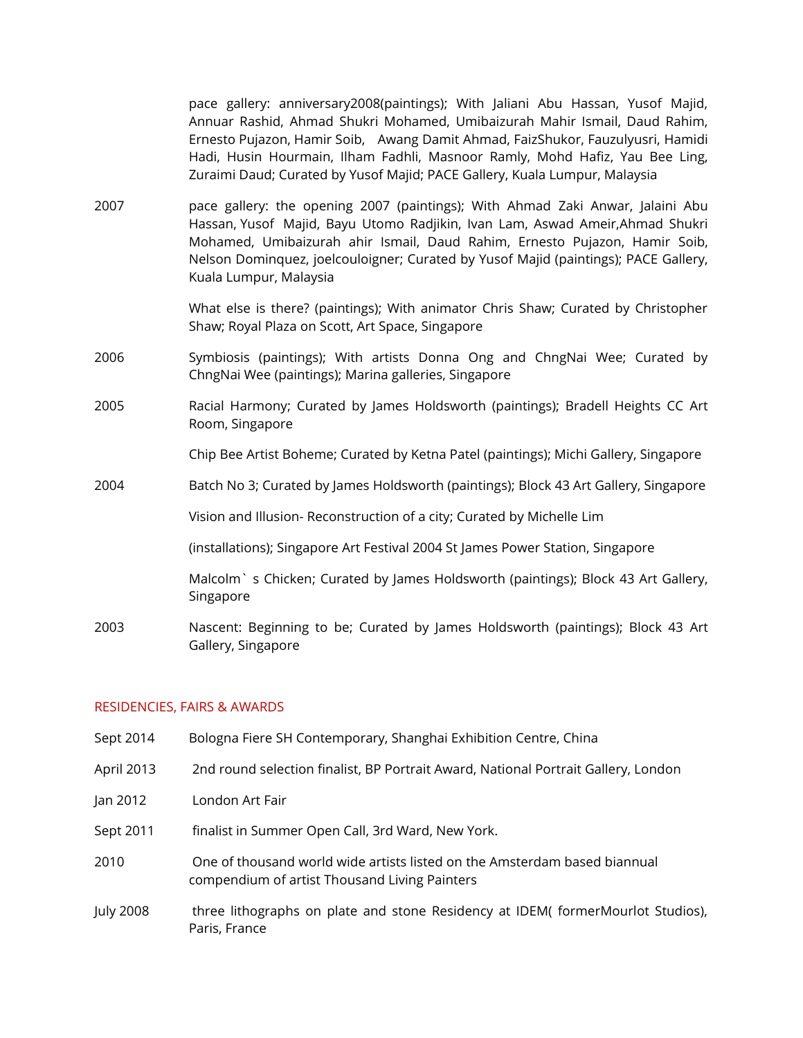pace gallery: anniversary2008(paintings); With Jaliani Abu Hassan, Yusof Majid, Annuar Rashid, Ahmad Shukri Mohamed, Umibaizurah Mahir Ismail, Daud Rahim, Ernesto Pujazon, Hamir Soib, Awang Damit Ahmad, FaizShukor, Fauzulyusri, Hamidi Hadi, Husin Hourmain, Ilham Fadhli, Masnoor Ramly, Mohd Hafiz, Yau Bee Ling, Zuraimi Daud; Curated by Yusof Majid; PACE Gallery, Kuala Lumpur, Malaysia

2007 pace gallery: the opening 2007 (paintings); With Ahmad Zaki Anwar, Jalaini Abu Hassan, Yusof Majid, Bayu Utomo Radjikin, Ivan Lam, Aswad Ameir,Ahmad Shukri Mohamed, Umibaizurah ahir Ismail, Daud Rahim, Ernesto Pujazon, Hamir Soib, Nelson Dominquez, joelcouloigner; Curated by Yusof Majid (paintings); PACE Gallery, Kuala Lumpur, Malaysia

What else is there? (paintings); With animator Chris Shaw; Curated by Christopher Shaw; Royal Plaza on Scott, Art Space, Singapore

2006 Symbiosis (paintings); With artists Donna Ong and ChngNai Wee; Curated by ChngNai Wee (paintings); Marina galleries, Singapore

2005 Racial Harmony; Curated by James Holdsworth (paintings); Bradell Heights CC Art Room, Singapore

Chip Bee Artist Boheme; Curated by Ketna Patel (paintings); Michi Gallery, Singapore

2004 Batch No 3; Curated by James Holdsworth (paintings); Block 43 Art Gallery, Singapore

Vision and Illusion- Reconstruction of a city; Curated by Michelle Lim

(installations); Singapore Art Festival 2004 St James Power Station, Singapore

Malcolm` s Chicken; Curated by James Holdsworth (paintings); Block 43 Art Gallery, Singapore

2003 Nascent: Beginning to be; Curated by James Holdsworth (paintings); Block 43 Art Gallery, Singapore

## RESIDENCIES, FAIRS & AWARDS

Sept 2014 Bologna Fiere SH Contemporary, Shanghai Exhibition Centre, China

April 2013 2nd round selection finalist, BP Portrait Award, National Portrait Gallery, London

Jan 2012 London Art Fair

Sept 2011 finalist in Summer Open Call, 3rd Ward, New York.

2010 One of thousand world wide artists listed on the Amsterdam based biannual compendium of artist Thousand Living Painters

July 2008 three lithographs on plate and stone Residency at IDEM( formerMourlot Studios), Paris, France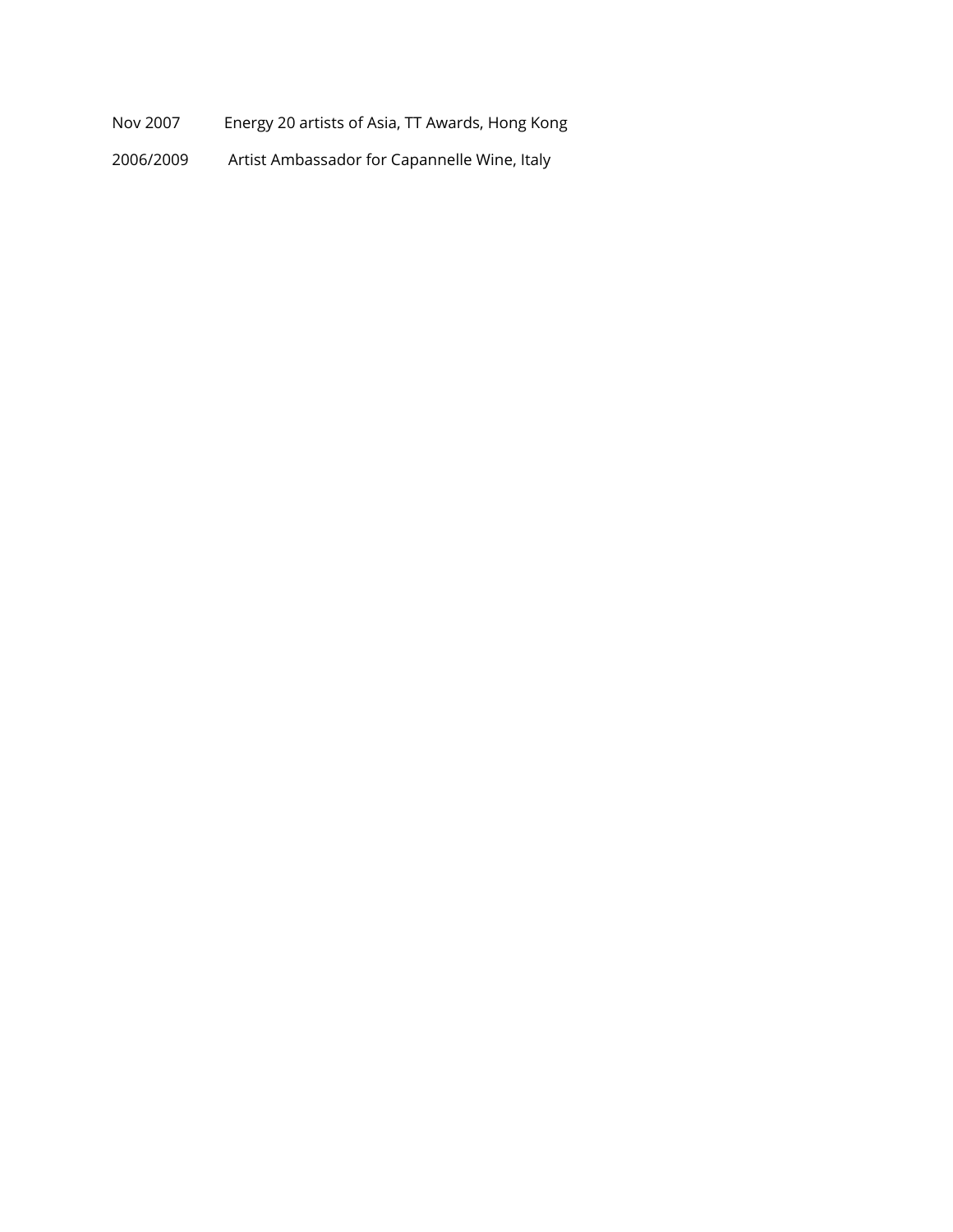Nov 2007 Energy 20 artists of Asia, TT Awards, Hong Kong

2006/2009 Artist Ambassador for Capannelle Wine, Italy